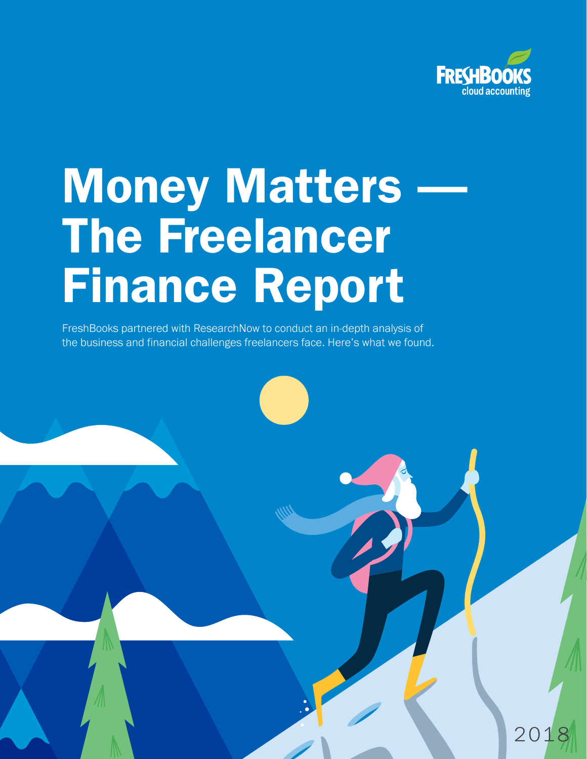FRESHBOOKS cloud accounting

# Money Matters — The Freelancer Finance Report

FreshBooks partnered with ResearchNow to conduct an in-depth analysis of the business and financial challenges freelancers face. Here's what we found.

2018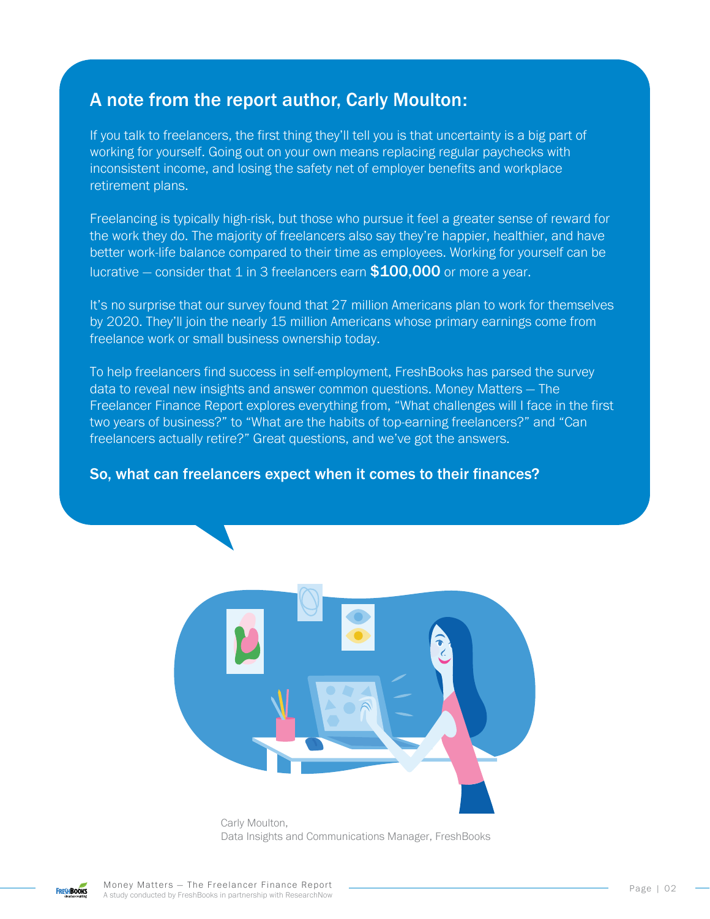## A note from the report author, Carly Moulton:

If you talk to freelancers, the first thing they'll tell you is that uncertainty is a big part of working for yourself. Going out on your own means replacing regular paychecks with inconsistent income, and losing the safety net of employer benefits and workplace retirement plans.

Freelancing is typically high-risk, but those who pursue it feel a greater sense of reward for the work they do. The majority of freelancers also say they're happier, healthier, and have better work-life balance compared to their time as employees. Working for yourself can be lucrative – consider that 1 in 3 freelancers earn **$100,000** or more a year.

It's no surprise that our survey found that 27 million Americans plan to work for themselves by 2020. They'll join the nearly 15 million Americans whose primary earnings come from freelance work or small business ownership today.

To help freelancers find success in self-employment, FreshBooks has parsed the survey data to reveal new insights and answer common questions. Money Matters – The Freelancer Finance Report explores everything from, "What challenges will I face in the first two years of business?" to "What are the habits of top-earning freelancers?" and "Can freelancers actually retire?" Great questions, and we've got the answers.

**So, what can freelancers expect when it comes to their finances?**

Carly Moulton,
Data Insights and Communications Manager, FreshBooks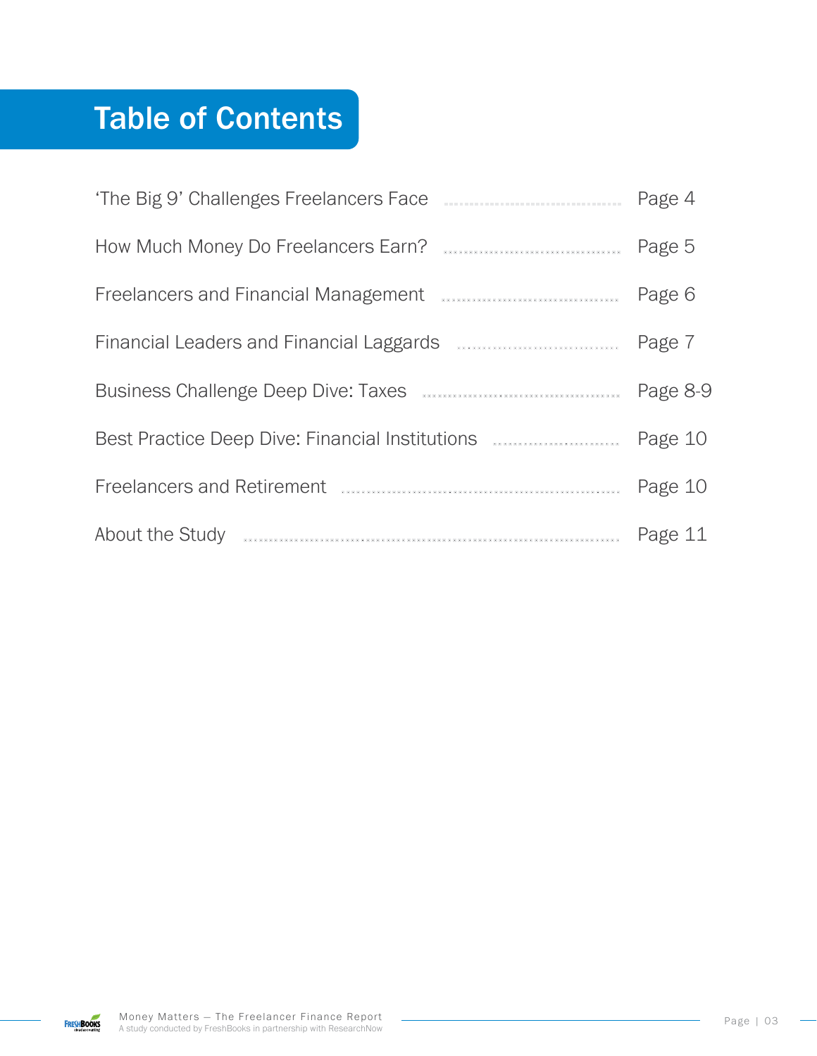# Table of Contents

| Section | Page |
|---|---|
| 'The Big 9' Challenges Freelancers Face | Page 4 |
| How Much Money Do Freelancers Earn? | Page 5 |
| Freelancers and Financial Management | Page 6 |
| Financial Leaders and Financial Laggards | Page 7 |
| Business Challenge Deep Dive: Taxes | Page 8-9 |
| Best Practice Deep Dive: Financial Institutions | Page 10 |
| Freelancers and Retirement | Page 10 |
| About the Study | Page 11 |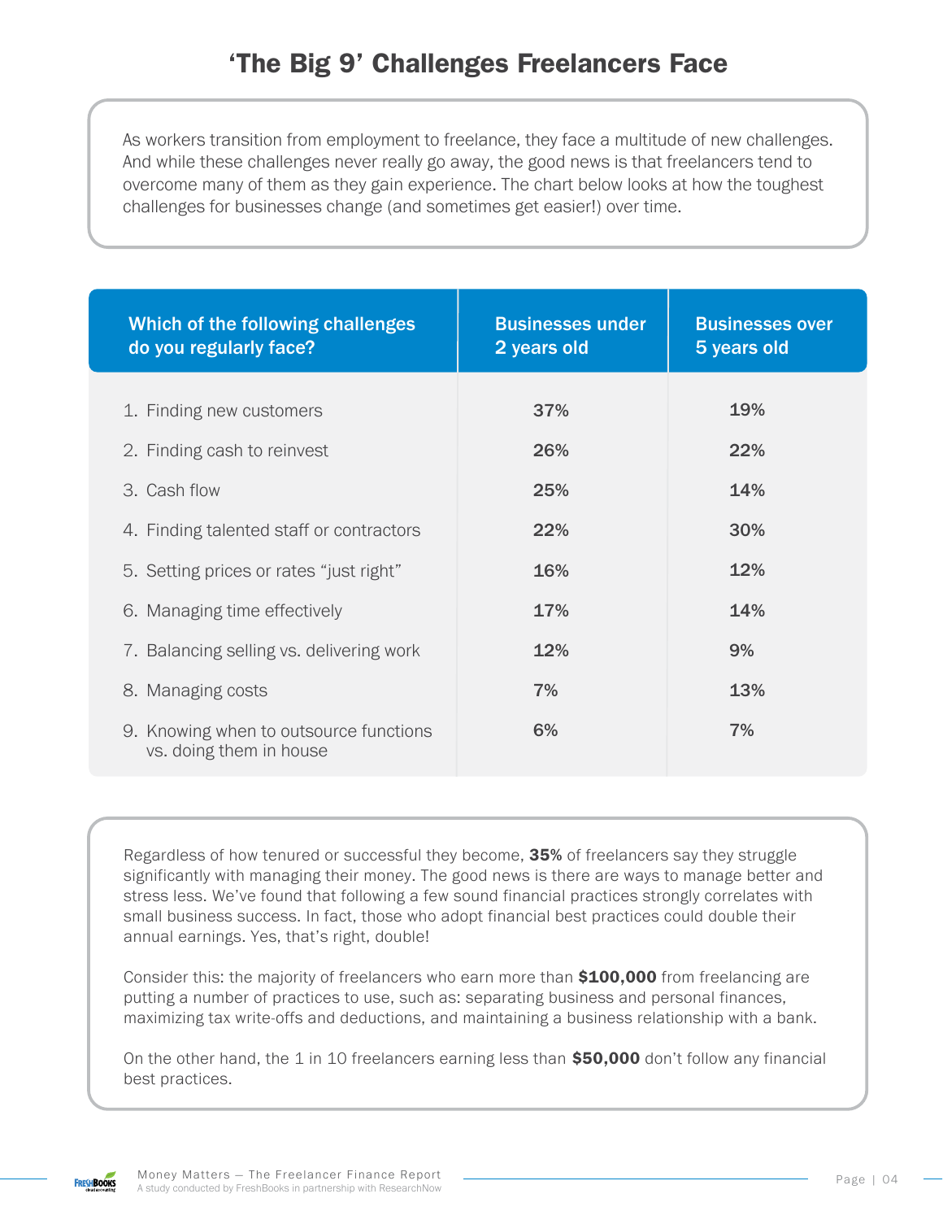# 'The Big 9' Challenges Freelancers Face

As workers transition from employment to freelance, they face a multitude of new challenges. And while these challenges never really go away, the good news is that freelancers tend to overcome many of them as they gain experience. The chart below looks at how the toughest challenges for businesses change (and sometimes get easier!) over time.

| Which of the following challenges do you regularly face? | Businesses under 2 years old | Businesses over 5 years old |
|---|---|---|
| 1. Finding new customers | 37% | 19% |
| 2. Finding cash to reinvest | 26% | 22% |
| 3. Cash flow | 25% | 14% |
| 4. Finding talented staff or contractors | 22% | 30% |
| 5. Setting prices or rates "just right" | 16% | 12% |
| 6. Managing time effectively | 17% | 14% |
| 7. Balancing selling vs. delivering work | 12% | 9% |
| 8. Managing costs | 7% | 13% |
| 9. Knowing when to outsource functions vs. doing them in house | 6% | 7% |

Regardless of how tenured or successful they become, **35%** of freelancers say they struggle significantly with managing their money. The good news is there are ways to manage better and stress less. We've found that following a few sound financial practices strongly correlates with small business success. In fact, those who adopt financial best practices could double their annual earnings. Yes, that's right, double!

Consider this: the majority of freelancers who earn more than **$100,000** from freelancing are putting a number of practices to use, such as: separating business and personal finances, maximizing tax write-offs and deductions, and maintaining a business relationship with a bank.

On the other hand, the 1 in 10 freelancers earning less than **$50,000** don't follow any financial best practices.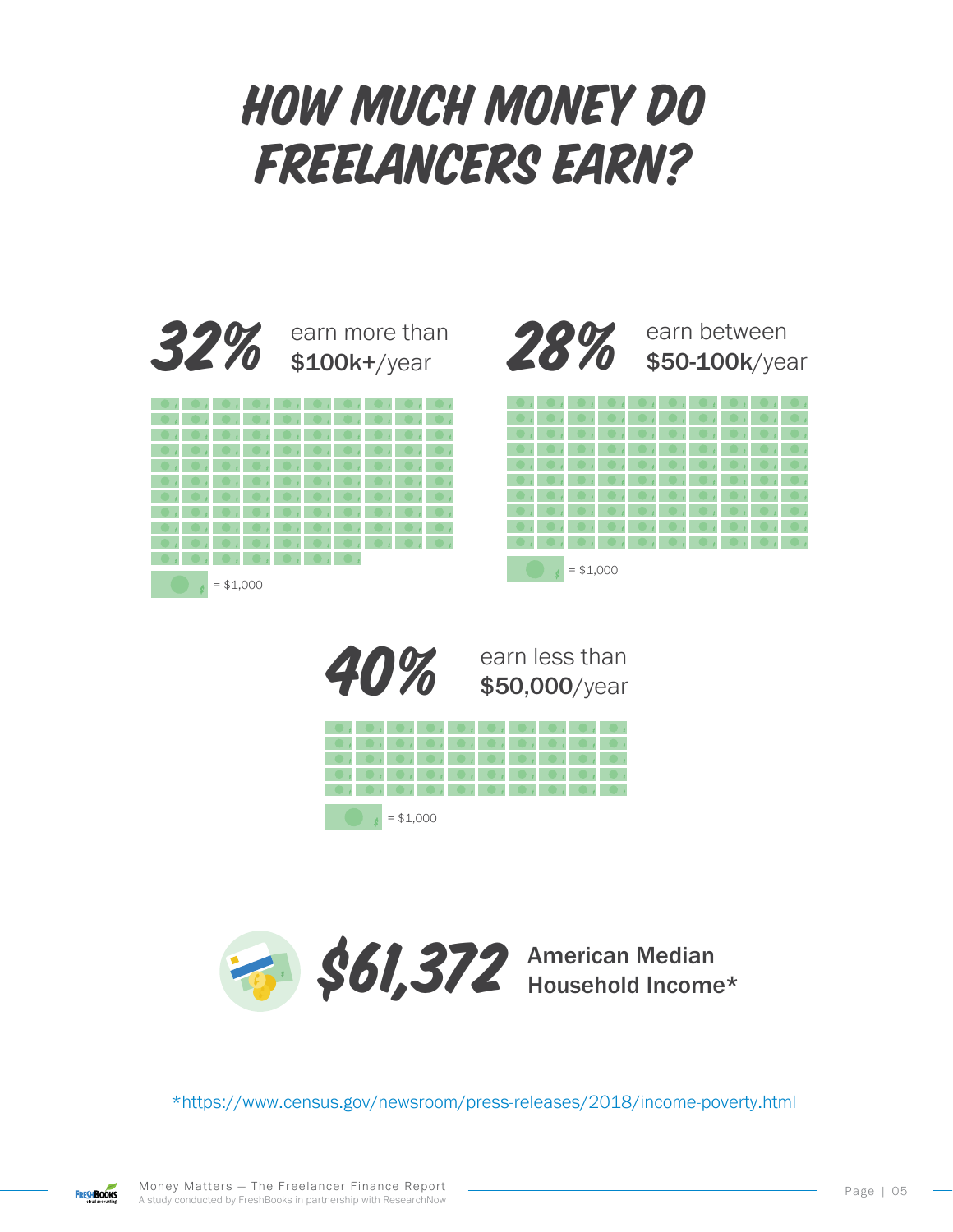# HOW MUCH MONEY DO FREELANCERS EARN?

**32%** earn more than **$100k+**/year

= $1,000

**28%** earn between **$50-100k**/year

= $1,000

**40%** earn less than **$50,000**/year

= $1,000

**$61,372** American Median Household Income*

*https://www.census.gov/newsroom/press-releases/2018/income-poverty.html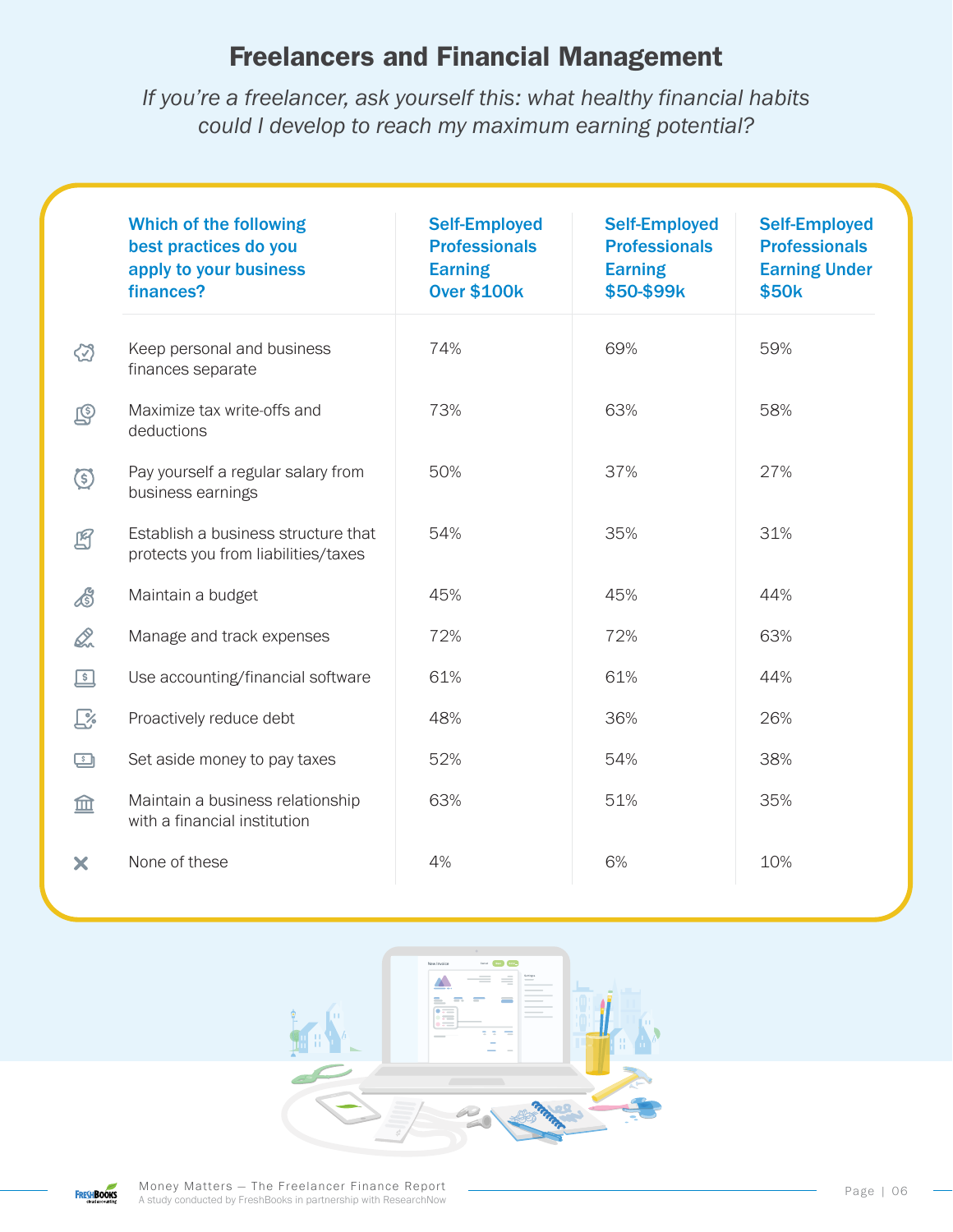# Freelancers and Financial Management

*If you're a freelancer, ask yourself this: what healthy financial habits could I develop to reach my maximum earning potential?*

| Which of the following best practices do you apply to your business finances? | Self-Employed Professionals Earning Over $100k | Self-Employed Professionals Earning $50-$99k | Self-Employed Professionals Earning Under $50k |
|---|---|---|---|
| Keep personal and business finances separate | 74% | 69% | 59% |
| Maximize tax write-offs and deductions | 73% | 63% | 58% |
| Pay yourself a regular salary from business earnings | 50% | 37% | 27% |
| Establish a business structure that protects you from liabilities/taxes | 54% | 35% | 31% |
| Maintain a budget | 45% | 45% | 44% |
| Manage and track expenses | 72% | 72% | 63% |
| Use accounting/financial software | 61% | 61% | 44% |
| Proactively reduce debt | 48% | 36% | 26% |
| Set aside money to pay taxes | 52% | 54% | 38% |
| Maintain a business relationship with a financial institution | 63% | 51% | 35% |
| None of these | 4% | 6% | 10% |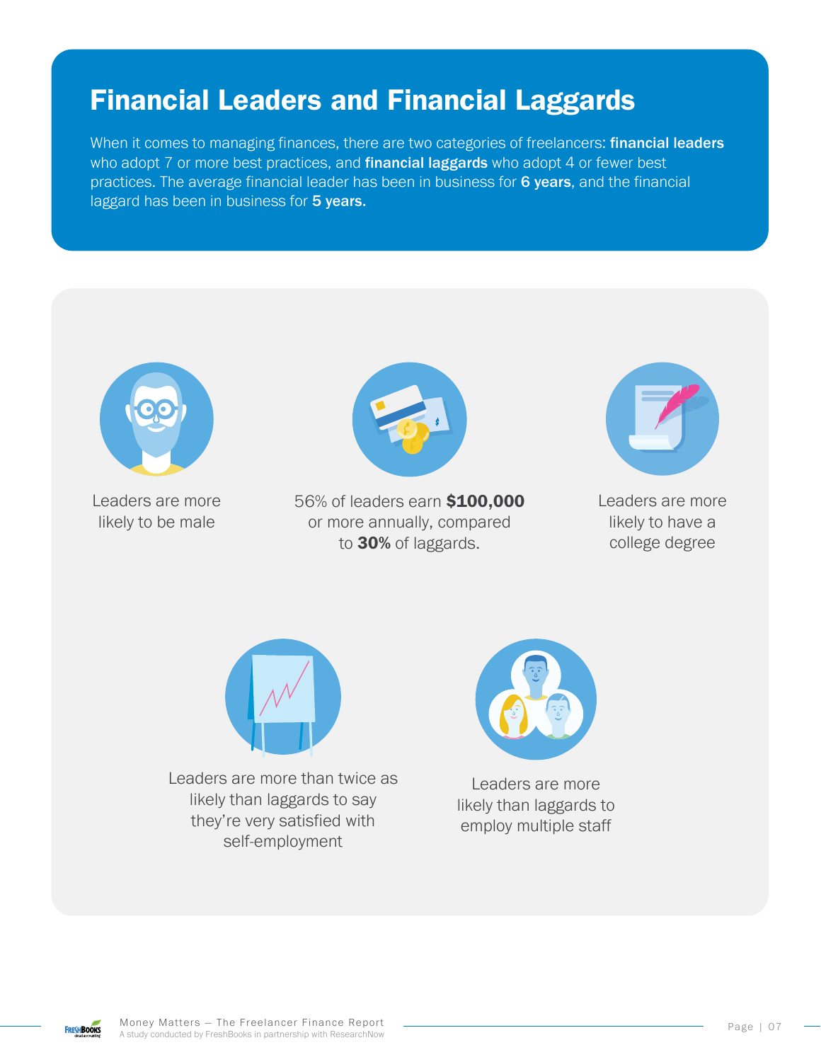# Financial Leaders and Financial Laggards

When it comes to managing finances, there are two categories of freelancers: **financial leaders** who adopt 7 or more best practices, and **financial laggards** who adopt 4 or fewer best practices. The average financial leader has been in business for **6 years**, and the financial laggard has been in business for **5 years.**

Leaders are more likely to be male

56% of leaders earn **$100,000** or more annually, compared to **30%** of laggards.

Leaders are more likely to have a college degree

Leaders are more than twice as likely than laggards to say they're very satisfied with self-employment

Leaders are more likely than laggards to employ multiple staff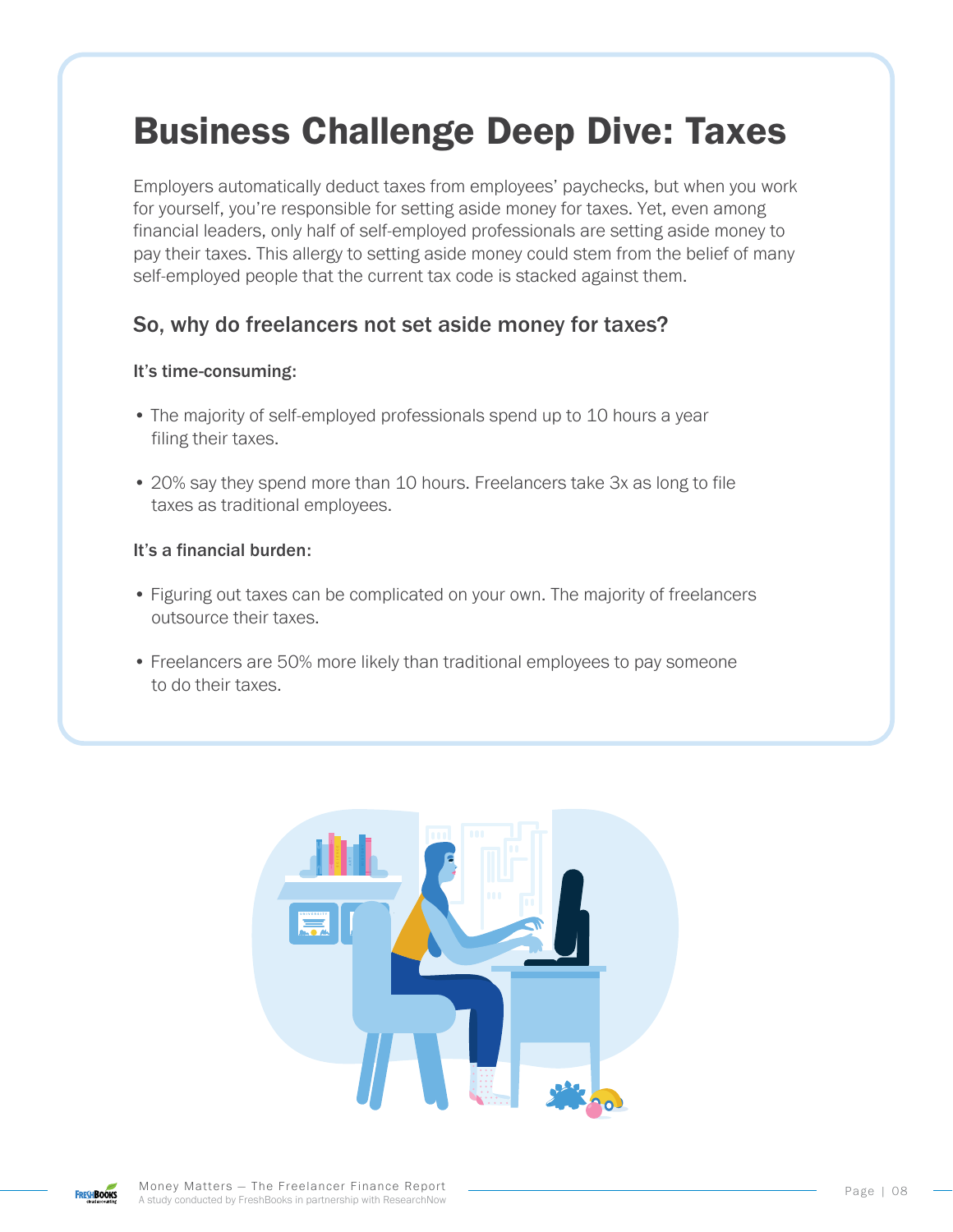# Business Challenge Deep Dive: Taxes

Employers automatically deduct taxes from employees' paychecks, but when you work for yourself, you're responsible for setting aside money for taxes. Yet, even among financial leaders, only half of self-employed professionals are setting aside money to pay their taxes. This allergy to setting aside money could stem from the belief of many self-employed people that the current tax code is stacked against them.

## So, why do freelancers not set aside money for taxes?

**It's time-consuming:**

- The majority of self-employed professionals spend up to 10 hours a year filing their taxes.
- 20% say they spend more than 10 hours. Freelancers take 3x as long to file taxes as traditional employees.

**It's a financial burden:**

- Figuring out taxes can be complicated on your own. The majority of freelancers outsource their taxes.
- Freelancers are 50% more likely than traditional employees to pay someone to do their taxes.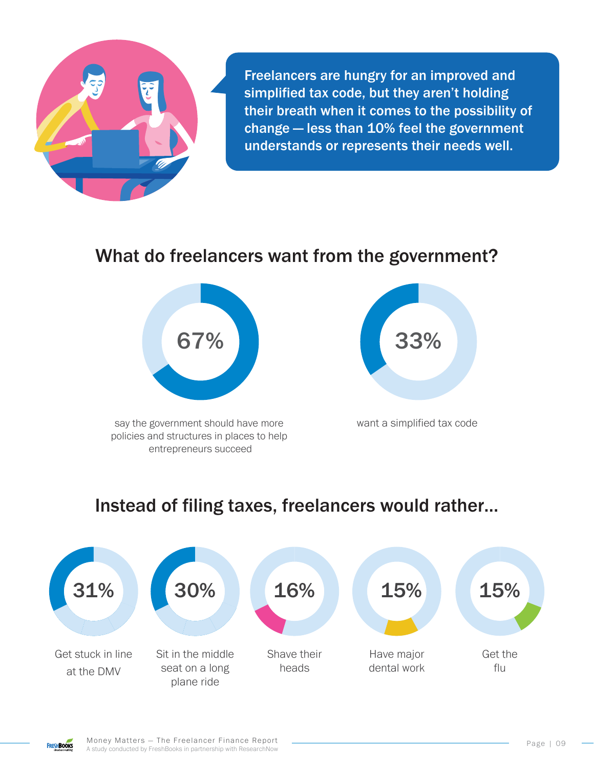**Freelancers are hungry for an improved and simplified tax code, but they aren't holding their breath when it comes to the possibility of change — less than 10% feel the government understands or represents their needs well.**

## What do freelancers want from the government?

**67%**

say the government should have more policies and structures in places to help entrepreneurs succeed

**33%**

want a simplified tax code

## Instead of filing taxes, freelancers would rather...

**31%**

Get stuck in line at the DMV

**30%**

Sit in the middle seat on a long plane ride

**16%**

Shave their heads

**15%**

Have major dental work

**15%**

Get the flu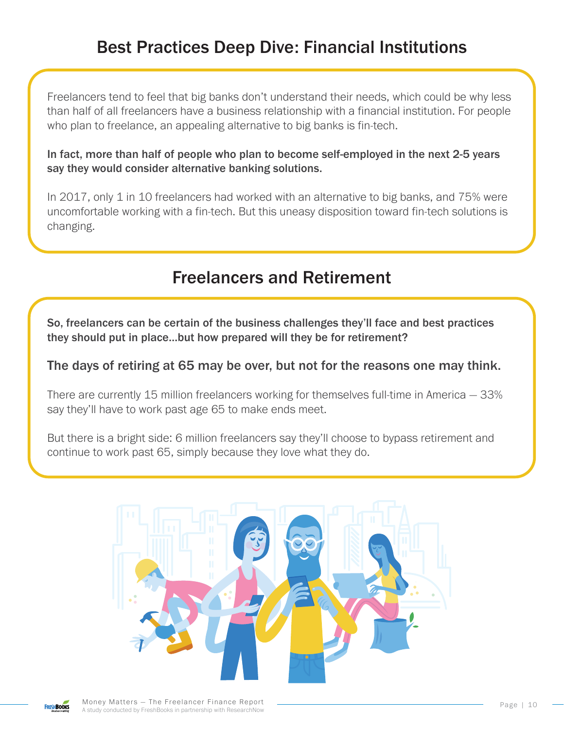## Best Practices Deep Dive: Financial Institutions

Freelancers tend to feel that big banks don't understand their needs, which could be why less than half of all freelancers have a business relationship with a financial institution. For people who plan to freelance, an appealing alternative to big banks is fin-tech.

**In fact, more than half of people who plan to become self-employed in the next 2-5 years say they would consider alternative banking solutions.**

In 2017, only 1 in 10 freelancers had worked with an alternative to big banks, and 75% were uncomfortable working with a fin-tech. But this uneasy disposition toward fin-tech solutions is changing.

## Freelancers and Retirement

**So, freelancers can be certain of the business challenges they'll face and best practices they should put in place...but how prepared will they be for retirement?**

**The days of retiring at 65 may be over, but not for the reasons one may think.**

There are currently 15 million freelancers working for themselves full-time in America – 33% say they'll have to work past age 65 to make ends meet.

But there is a bright side: 6 million freelancers say they'll choose to bypass retirement and continue to work past 65, simply because they love what they do.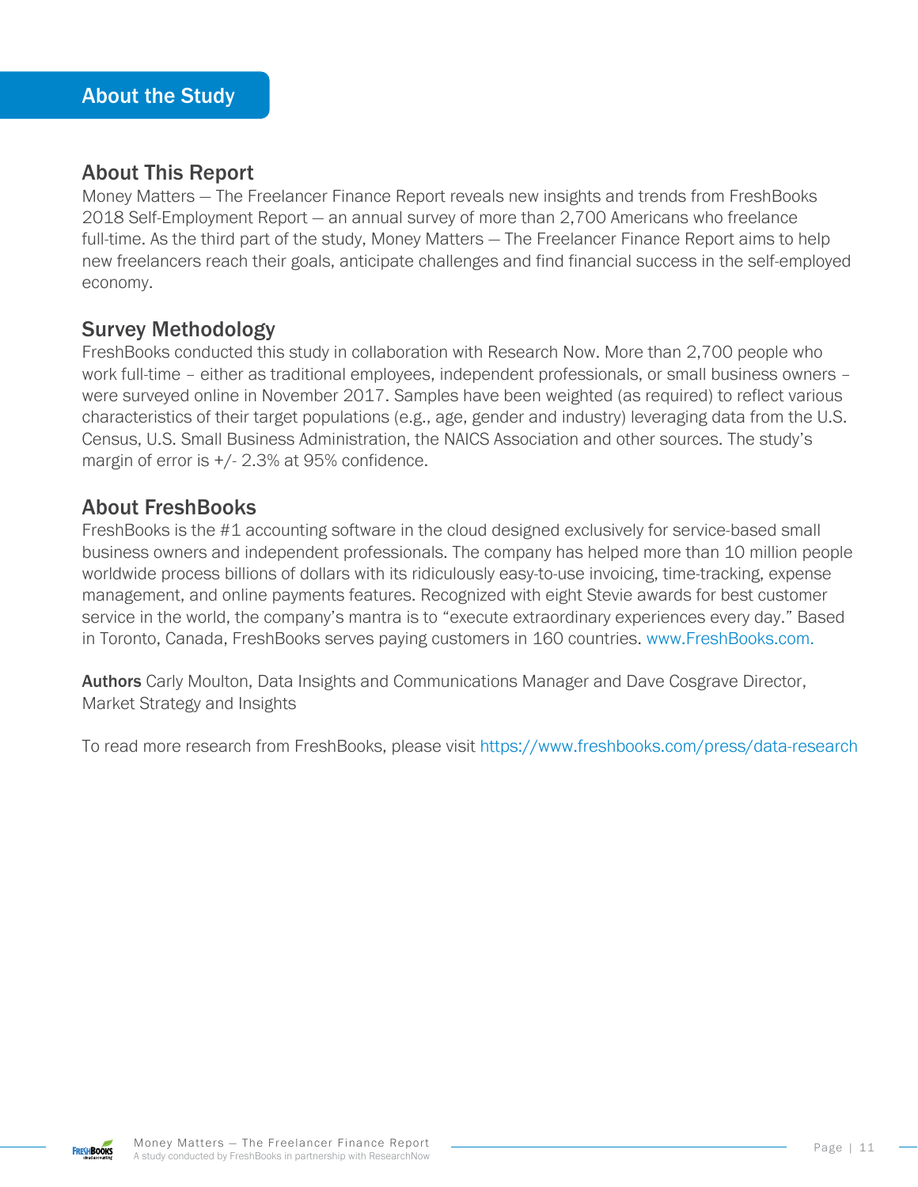# About the Study

## About This Report

Money Matters — The Freelancer Finance Report reveals new insights and trends from FreshBooks 2018 Self-Employment Report — an annual survey of more than 2,700 Americans who freelance full-time. As the third part of the study, Money Matters — The Freelancer Finance Report aims to help new freelancers reach their goals, anticipate challenges and find financial success in the self-employed economy.

## Survey Methodology

FreshBooks conducted this study in collaboration with Research Now. More than 2,700 people who work full-time – either as traditional employees, independent professionals, or small business owners – were surveyed online in November 2017. Samples have been weighted (as required) to reflect various characteristics of their target populations (e.g., age, gender and industry) leveraging data from the U.S. Census, U.S. Small Business Administration, the NAICS Association and other sources. The study's margin of error is +/- 2.3% at 95% confidence.

## About FreshBooks

FreshBooks is the #1 accounting software in the cloud designed exclusively for service-based small business owners and independent professionals. The company has helped more than 10 million people worldwide process billions of dollars with its ridiculously easy-to-use invoicing, time-tracking, expense management, and online payments features. Recognized with eight Stevie awards for best customer service in the world, the company's mantra is to "execute extraordinary experiences every day." Based in Toronto, Canada, FreshBooks serves paying customers in 160 countries. www.FreshBooks.com.

**Authors** Carly Moulton, Data Insights and Communications Manager and Dave Cosgrave Director, Market Strategy and Insights

To read more research from FreshBooks, please visit https://www.freshbooks.com/press/data-research